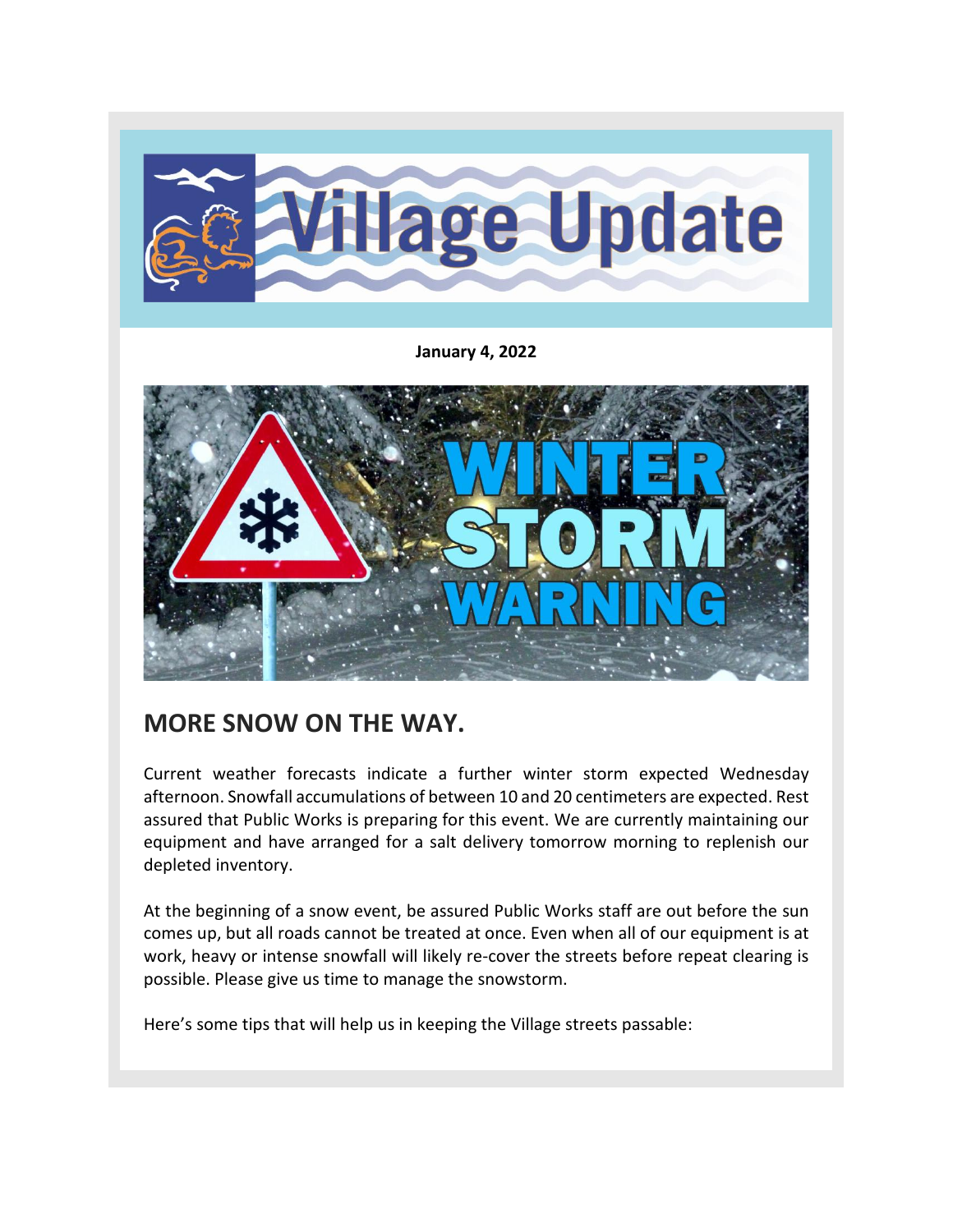# Village Update

**January 4, 2022**

WINTER STORM WARNING

## MORE SNOW ON THE WAY.

Current weather forecasts indicate a further winter storm expected Wednesday afternoon. Snowfall accumulations of between 10 and 20 centimeters are expected. Rest assured that Public Works is preparing for this event. We are currently maintaining our equipment and have arranged for a salt delivery tomorrow morning to replenish our depleted inventory.

At the beginning of a snow event, be assured Public Works staff are out before the sun comes up, but all roads cannot be treated at once. Even when all of our equipment is at work, heavy or intense snowfall will likely re-cover the streets before repeat clearing is possible. Please give us time to manage the snowstorm.

Here's some tips that will help us in keeping the Village streets passable: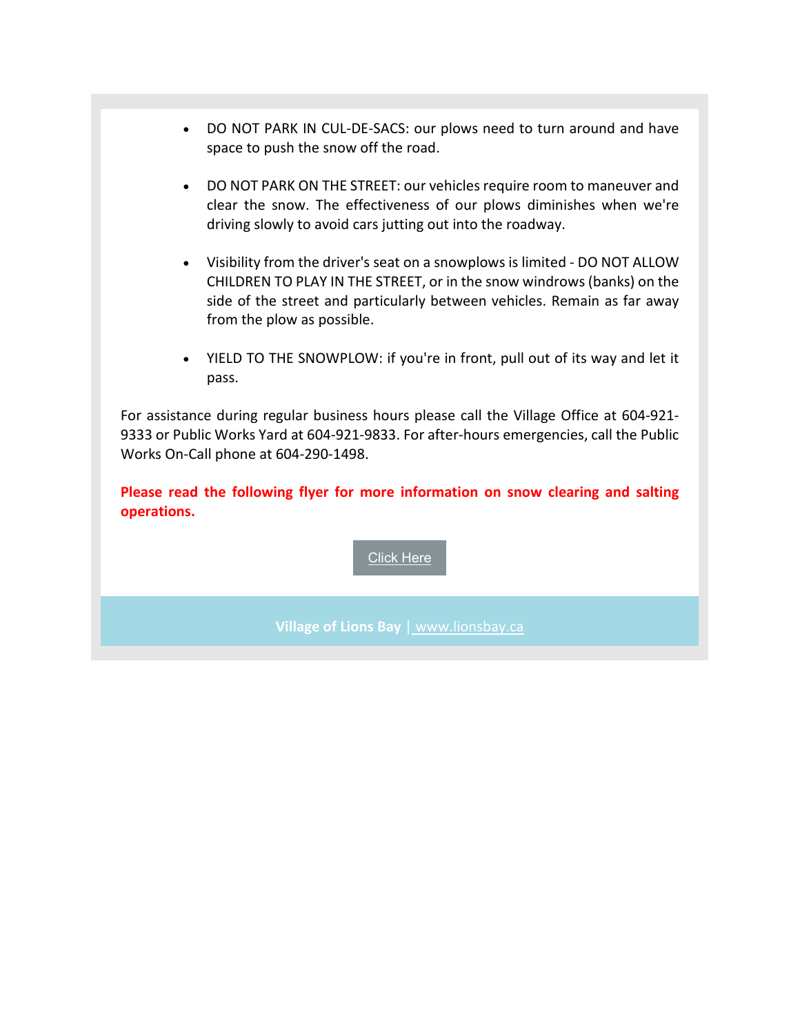- DO NOT PARK IN CUL-DE-SACS: our plows need to turn around and have space to push the snow off the road.

- DO NOT PARK ON THE STREET: our vehicles require room to maneuver and clear the snow. The effectiveness of our plows diminishes when we're driving slowly to avoid cars jutting out into the roadway.

- Visibility from the driver's seat on a snowplows is limited - DO NOT ALLOW CHILDREN TO PLAY IN THE STREET, or in the snow windrows (banks) on the side of the street and particularly between vehicles. Remain as far away from the plow as possible.

- YIELD TO THE SNOWPLOW: if you're in front, pull out of its way and let it pass.

For assistance during regular business hours please call the Village Office at 604-921-9333 or Public Works Yard at 604-921-9833. For after-hours emergencies, call the Public Works On-Call phone at 604-290-1498.

**Please read the following flyer for more information on snow clearing and salting operations.**

Click Here

**Village of Lions Bay** | www.lionsbay.ca